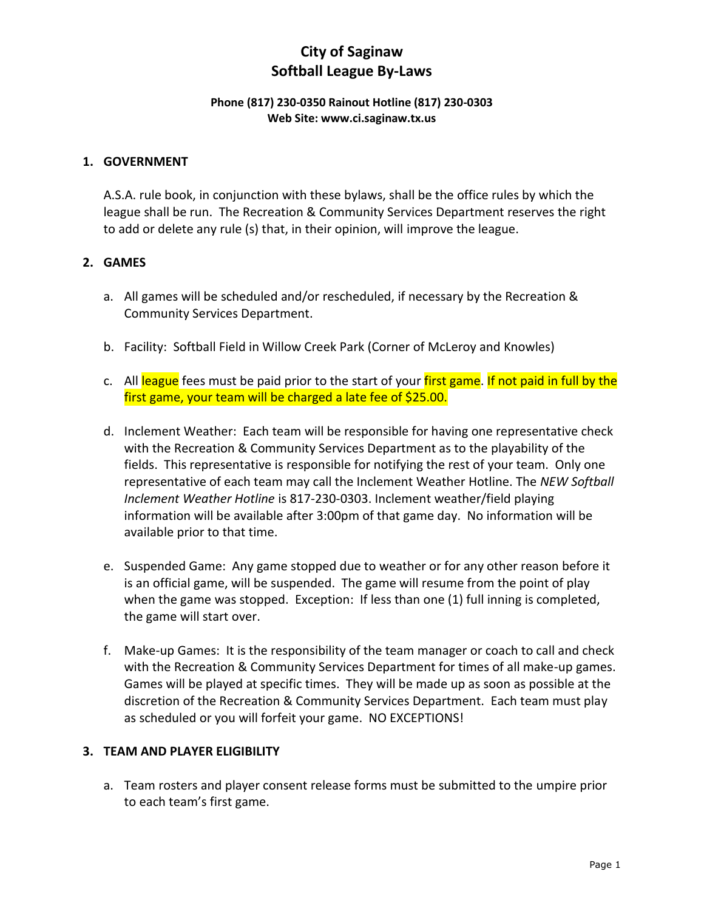# City of Saginaw
# Softball League By-Laws

**Phone (817) 230-0350 Rainout Hotline (817) 230-0303**
**Web Site: www.ci.saginaw.tx.us**

## 1. GOVERNMENT

A.S.A. rule book, in conjunction with these bylaws, shall be the office rules by which the league shall be run. The Recreation & Community Services Department reserves the right to add or delete any rule (s) that, in their opinion, will improve the league.

## 2. GAMES

a. All games will be scheduled and/or rescheduled, if necessary by the Recreation & Community Services Department.

b. Facility: Softball Field in Willow Creek Park (Corner of McLeroy and Knowles)

c. All league fees must be paid prior to the start of your first game. If not paid in full by the first game, your team will be charged a late fee of $25.00.

d. Inclement Weather: Each team will be responsible for having one representative check with the Recreation & Community Services Department as to the playability of the fields. This representative is responsible for notifying the rest of your team. Only one representative of each team may call the Inclement Weather Hotline. The *NEW Softball Inclement Weather Hotline* is 817-230-0303. Inclement weather/field playing information will be available after 3:00pm of that game day. No information will be available prior to that time.

e. Suspended Game: Any game stopped due to weather or for any other reason before it is an official game, will be suspended. The game will resume from the point of play when the game was stopped. Exception: If less than one (1) full inning is completed, the game will start over.

f. Make-up Games: It is the responsibility of the team manager or coach to call and check with the Recreation & Community Services Department for times of all make-up games. Games will be played at specific times. They will be made up as soon as possible at the discretion of the Recreation & Community Services Department. Each team must play as scheduled or you will forfeit your game. NO EXCEPTIONS!

## 3. TEAM AND PLAYER ELIGIBILITY

a. Team rosters and player consent release forms must be submitted to the umpire prior to each team's first game.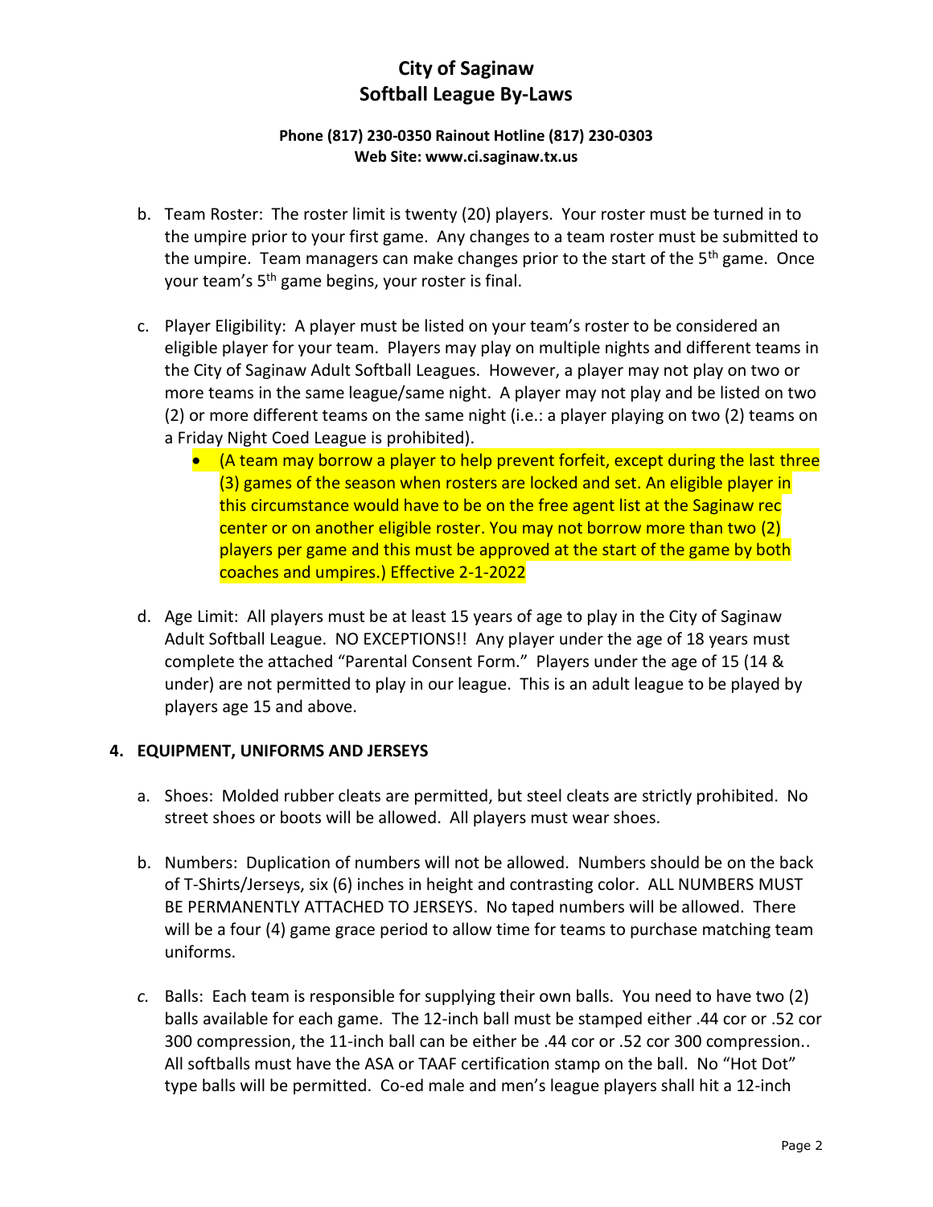b. Team Roster: The roster limit is twenty (20) players. Your roster must be turned in to the umpire prior to your first game. Any changes to a team roster must be submitted to the umpire. Team managers can make changes prior to the start of the 5th game. Once your team's 5th game begins, your roster is final.

c. Player Eligibility: A player must be listed on your team's roster to be considered an eligible player for your team. Players may play on multiple nights and different teams in the City of Saginaw Adult Softball Leagues. However, a player may not play on two or more teams in the same league/same night. A player may not play and be listed on two (2) or more different teams on the same night (i.e.: a player playing on two (2) teams on a Friday Night Coed League is prohibited).

   - (A team may borrow a player to help prevent forfeit, except during the last three (3) games of the season when rosters are locked and set. An eligible player in this circumstance would have to be on the free agent list at the Saginaw rec center or on another eligible roster. You may not borrow more than two (2) players per game and this must be approved at the start of the game by both coaches and umpires.) Effective 2-1-2022

d. Age Limit: All players must be at least 15 years of age to play in the City of Saginaw Adult Softball League. NO EXCEPTIONS!! Any player under the age of 18 years must complete the attached "Parental Consent Form." Players under the age of 15 (14 & under) are not permitted to play in our league. This is an adult league to be played by players age 15 and above.

## 4. EQUIPMENT, UNIFORMS AND JERSEYS

a. Shoes: Molded rubber cleats are permitted, but steel cleats are strictly prohibited. No street shoes or boots will be allowed. All players must wear shoes.

b. Numbers: Duplication of numbers will not be allowed. Numbers should be on the back of T-Shirts/Jerseys, six (6) inches in height and contrasting color. ALL NUMBERS MUST BE PERMANENTLY ATTACHED TO JERSEYS. No taped numbers will be allowed. There will be a four (4) game grace period to allow time for teams to purchase matching team uniforms.

*c.* Balls: Each team is responsible for supplying their own balls. You need to have two (2) balls available for each game. The 12-inch ball must be stamped either .44 cor or .52 cor 300 compression, the 11-inch ball can be either be .44 cor or .52 cor 300 compression.. All softballs must have the ASA or TAAF certification stamp on the ball. No "Hot Dot" type balls will be permitted. Co-ed male and men's league players shall hit a 12-inch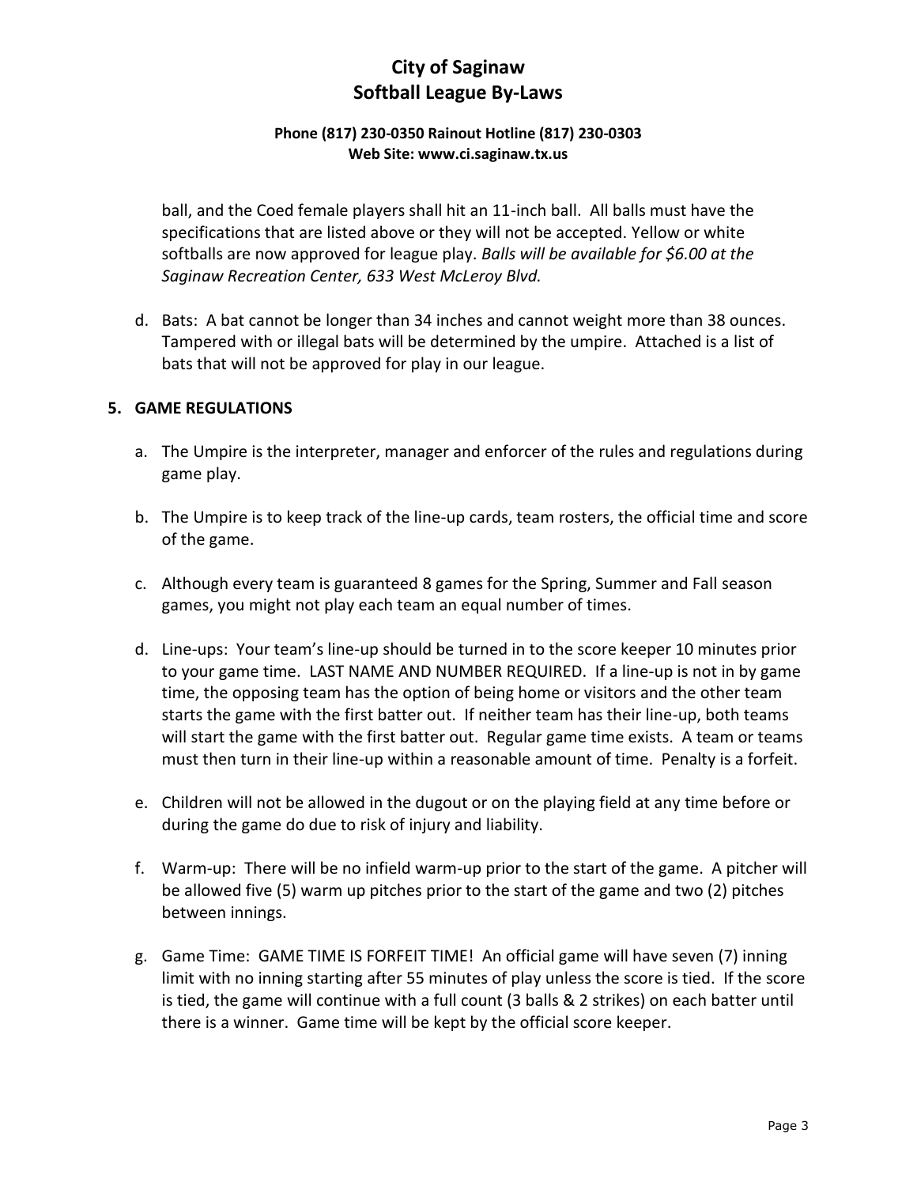ball, and the Coed female players shall hit an 11-inch ball. All balls must have the specifications that are listed above or they will not be accepted. Yellow or white softballs are now approved for league play. *Balls will be available for $6.00 at the Saginaw Recreation Center, 633 West McLeroy Blvd.*

d. Bats: A bat cannot be longer than 34 inches and cannot weight more than 38 ounces. Tampered with or illegal bats will be determined by the umpire. Attached is a list of bats that will not be approved for play in our league.

## 5. GAME REGULATIONS

a. The Umpire is the interpreter, manager and enforcer of the rules and regulations during game play.

b. The Umpire is to keep track of the line-up cards, team rosters, the official time and score of the game.

c. Although every team is guaranteed 8 games for the Spring, Summer and Fall season games, you might not play each team an equal number of times.

d. Line-ups: Your team's line-up should be turned in to the score keeper 10 minutes prior to your game time. LAST NAME AND NUMBER REQUIRED. If a line-up is not in by game time, the opposing team has the option of being home or visitors and the other team starts the game with the first batter out. If neither team has their line-up, both teams will start the game with the first batter out. Regular game time exists. A team or teams must then turn in their line-up within a reasonable amount of time. Penalty is a forfeit.

e. Children will not be allowed in the dugout or on the playing field at any time before or during the game do due to risk of injury and liability.

f. Warm-up: There will be no infield warm-up prior to the start of the game. A pitcher will be allowed five (5) warm up pitches prior to the start of the game and two (2) pitches between innings.

g. Game Time: GAME TIME IS FORFEIT TIME! An official game will have seven (7) inning limit with no inning starting after 55 minutes of play unless the score is tied. If the score is tied, the game will continue with a full count (3 balls & 2 strikes) on each batter until there is a winner. Game time will be kept by the official score keeper.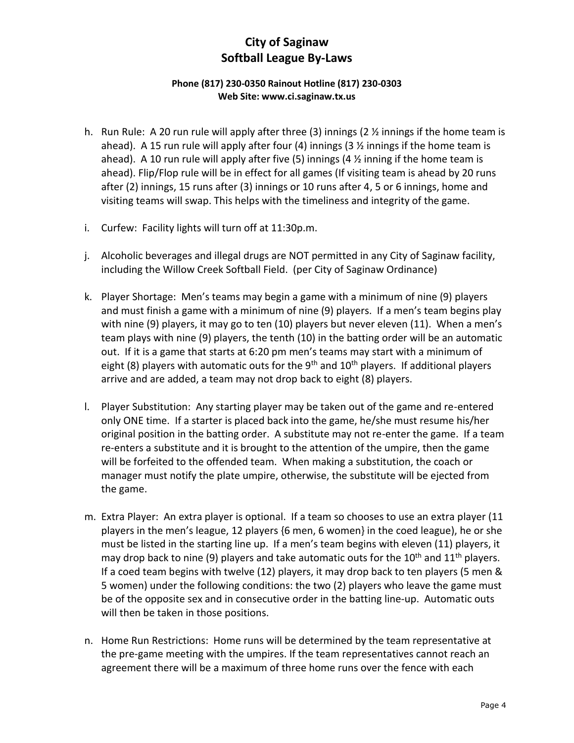# City of Saginaw
# Softball League By-Laws

**Phone (817) 230-0350 Rainout Hotline (817) 230-0303**
**Web Site: www.ci.saginaw.tx.us**

h. Run Rule: A 20 run rule will apply after three (3) innings (2 ½ innings if the home team is ahead). A 15 run rule will apply after four (4) innings (3 ½ innings if the home team is ahead). A 10 run rule will apply after five (5) innings (4 ½ inning if the home team is ahead). Flip/Flop rule will be in effect for all games (If visiting team is ahead by 20 runs after (2) innings, 15 runs after (3) innings or 10 runs after 4, 5 or 6 innings, home and visiting teams will swap. This helps with the timeliness and integrity of the game.

i. Curfew: Facility lights will turn off at 11:30p.m.

j. Alcoholic beverages and illegal drugs are NOT permitted in any City of Saginaw facility, including the Willow Creek Softball Field. (per City of Saginaw Ordinance)

k. Player Shortage: Men's teams may begin a game with a minimum of nine (9) players and must finish a game with a minimum of nine (9) players. If a men's team begins play with nine (9) players, it may go to ten (10) players but never eleven (11). When a men's team plays with nine (9) players, the tenth (10) in the batting order will be an automatic out. If it is a game that starts at 6:20 pm men's teams may start with a minimum of eight (8) players with automatic outs for the 9th and 10th players. If additional players arrive and are added, a team may not drop back to eight (8) players.

l. Player Substitution: Any starting player may be taken out of the game and re-entered only ONE time. If a starter is placed back into the game, he/she must resume his/her original position in the batting order. A substitute may not re-enter the game. If a team re-enters a substitute and it is brought to the attention of the umpire, then the game will be forfeited to the offended team. When making a substitution, the coach or manager must notify the plate umpire, otherwise, the substitute will be ejected from the game.

m. Extra Player: An extra player is optional. If a team so chooses to use an extra player (11 players in the men's league, 12 players {6 men, 6 women} in the coed league), he or she must be listed in the starting line up. If a men's team begins with eleven (11) players, it may drop back to nine (9) players and take automatic outs for the 10th and 11th players. If a coed team begins with twelve (12) players, it may drop back to ten players (5 men & 5 women) under the following conditions: the two (2) players who leave the game must be of the opposite sex and in consecutive order in the batting line-up. Automatic outs will then be taken in those positions.

n. Home Run Restrictions: Home runs will be determined by the team representative at the pre-game meeting with the umpires. If the team representatives cannot reach an agreement there will be a maximum of three home runs over the fence with each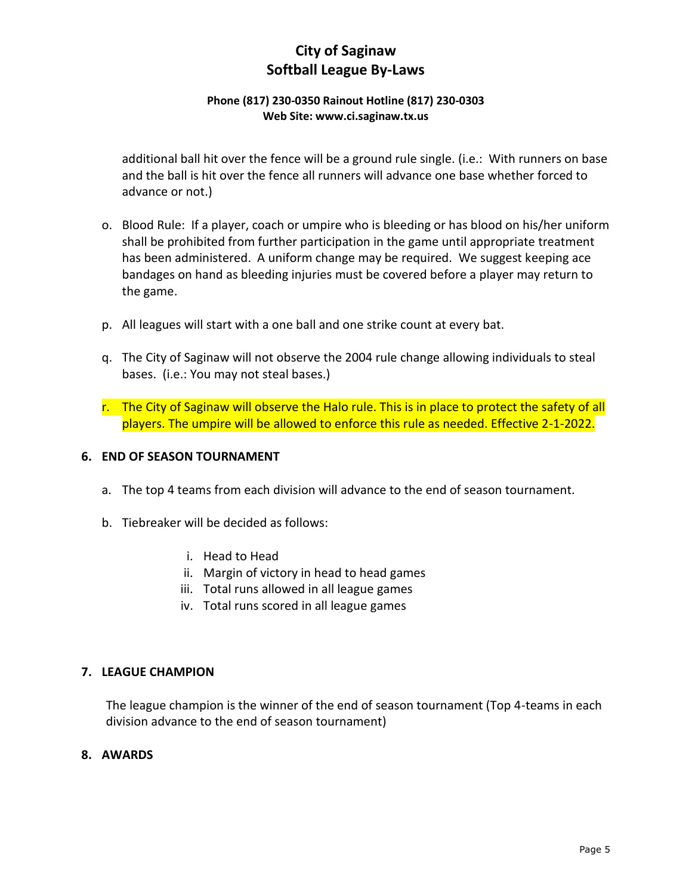additional ball hit over the fence will be a ground rule single. (i.e.: With runners on base and the ball is hit over the fence all runners will advance one base whether forced to advance or not.)

o. Blood Rule: If a player, coach or umpire who is bleeding or has blood on his/her uniform shall be prohibited from further participation in the game until appropriate treatment has been administered. A uniform change may be required. We suggest keeping ace bandages on hand as bleeding injuries must be covered before a player may return to the game.

p. All leagues will start with a one ball and one strike count at every bat.

q. The City of Saginaw will not observe the 2004 rule change allowing individuals to steal bases. (i.e.: You may not steal bases.)

r. The City of Saginaw will observe the Halo rule. This is in place to protect the safety of all players. The umpire will be allowed to enforce this rule as needed. Effective 2-1-2022.

## 6. END OF SEASON TOURNAMENT

a. The top 4 teams from each division will advance to the end of season tournament.

b. Tiebreaker will be decided as follows:

   i. Head to Head
   ii. Margin of victory in head to head games
   iii. Total runs allowed in all league games
   iv. Total runs scored in all league games

## 7. LEAGUE CHAMPION

The league champion is the winner of the end of season tournament (Top 4-teams in each division advance to the end of season tournament)

## 8. AWARDS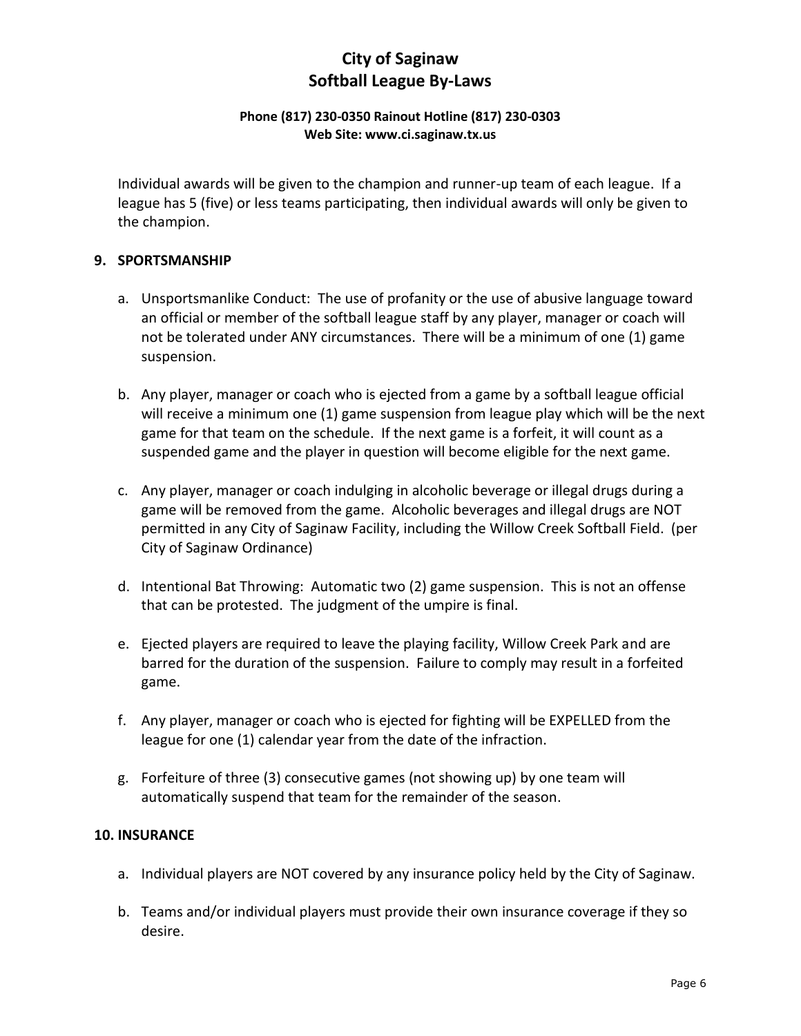Individual awards will be given to the champion and runner-up team of each league. If a league has 5 (five) or less teams participating, then individual awards will only be given to the champion.

## 9. SPORTSMANSHIP

a. Unsportsmanlike Conduct: The use of profanity or the use of abusive language toward an official or member of the softball league staff by any player, manager or coach will not be tolerated under ANY circumstances. There will be a minimum of one (1) game suspension.

b. Any player, manager or coach who is ejected from a game by a softball league official will receive a minimum one (1) game suspension from league play which will be the next game for that team on the schedule. If the next game is a forfeit, it will count as a suspended game and the player in question will become eligible for the next game.

c. Any player, manager or coach indulging in alcoholic beverage or illegal drugs during a game will be removed from the game. Alcoholic beverages and illegal drugs are NOT permitted in any City of Saginaw Facility, including the Willow Creek Softball Field. (per City of Saginaw Ordinance)

d. Intentional Bat Throwing: Automatic two (2) game suspension. This is not an offense that can be protested. The judgment of the umpire is final.

e. Ejected players are required to leave the playing facility, Willow Creek Park and are barred for the duration of the suspension. Failure to comply may result in a forfeited game.

f. Any player, manager or coach who is ejected for fighting will be EXPELLED from the league for one (1) calendar year from the date of the infraction.

g. Forfeiture of three (3) consecutive games (not showing up) by one team will automatically suspend that team for the remainder of the season.

## 10. INSURANCE

a. Individual players are NOT covered by any insurance policy held by the City of Saginaw.

b. Teams and/or individual players must provide their own insurance coverage if they so desire.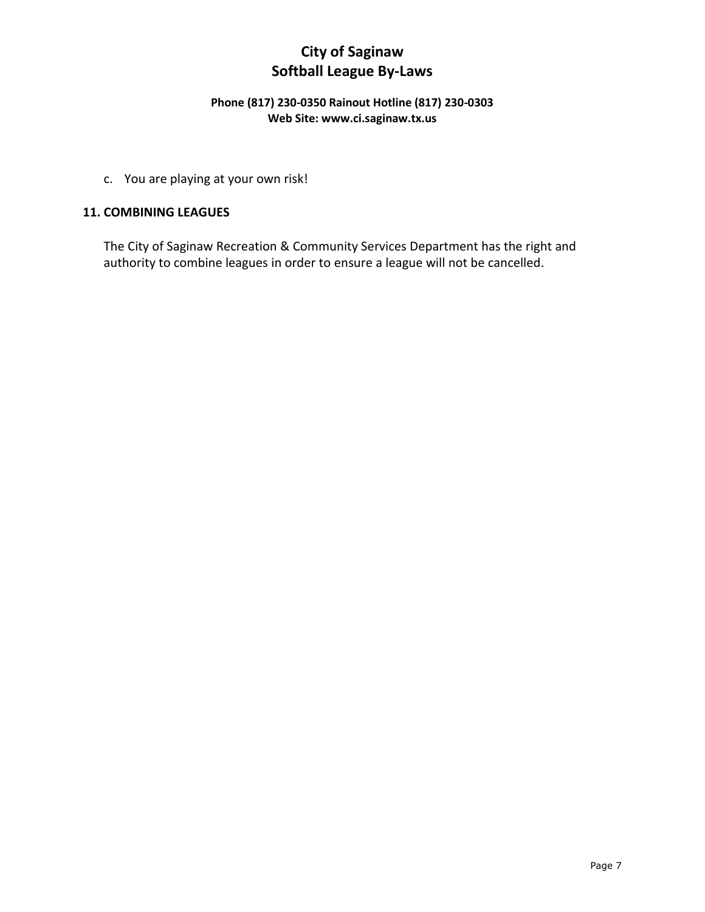c. You are playing at your own risk!

## 11. COMBINING LEAGUES

The City of Saginaw Recreation & Community Services Department has the right and authority to combine leagues in order to ensure a league will not be cancelled.